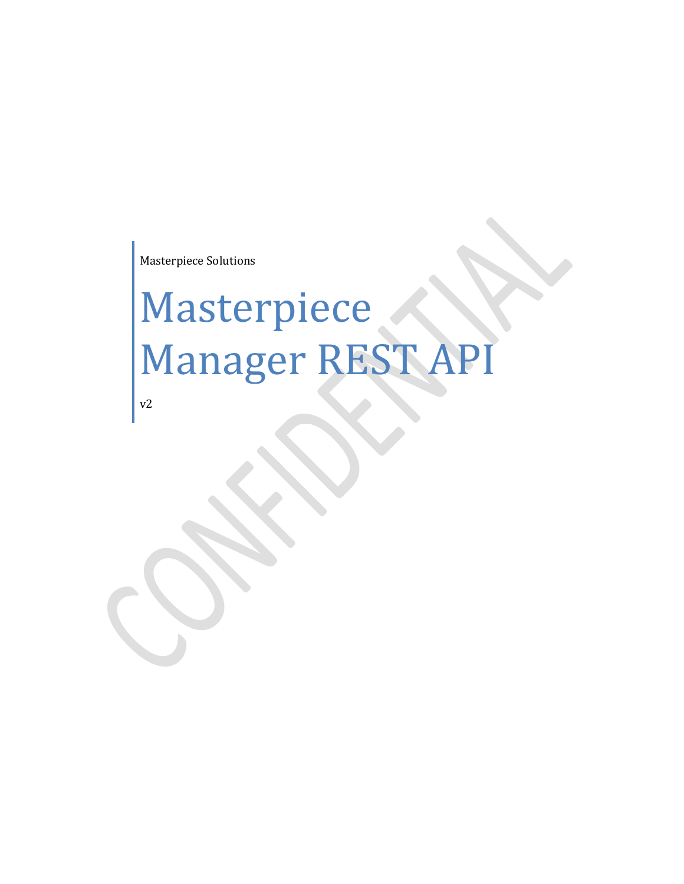Masterpiece Solutions

# Masterpiece Manager REST API

v2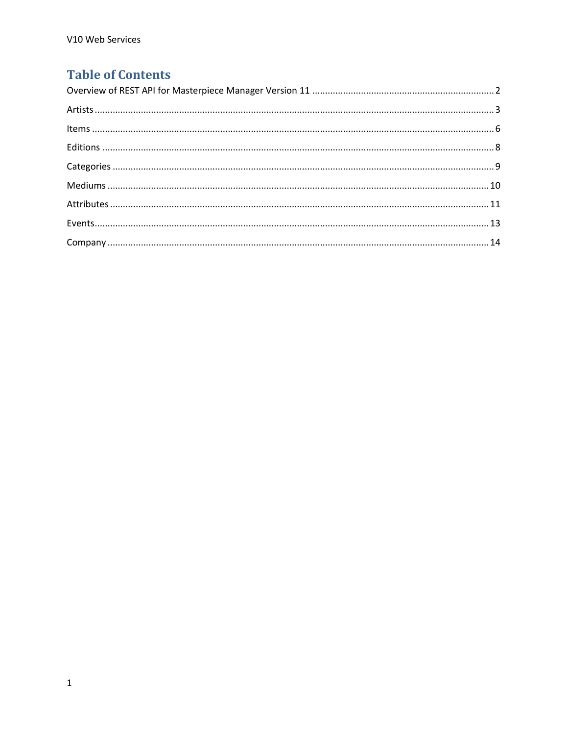# Table of Contents

Overview of REST API for Masterpiece Manager Version 11 ........ 2

Artists ........ 3

Items ........ 6

Editions ........ 8

Categories ........ 9

Mediums ........ 10

Attributes ........ 11

Events ........ 13

Company ........ 14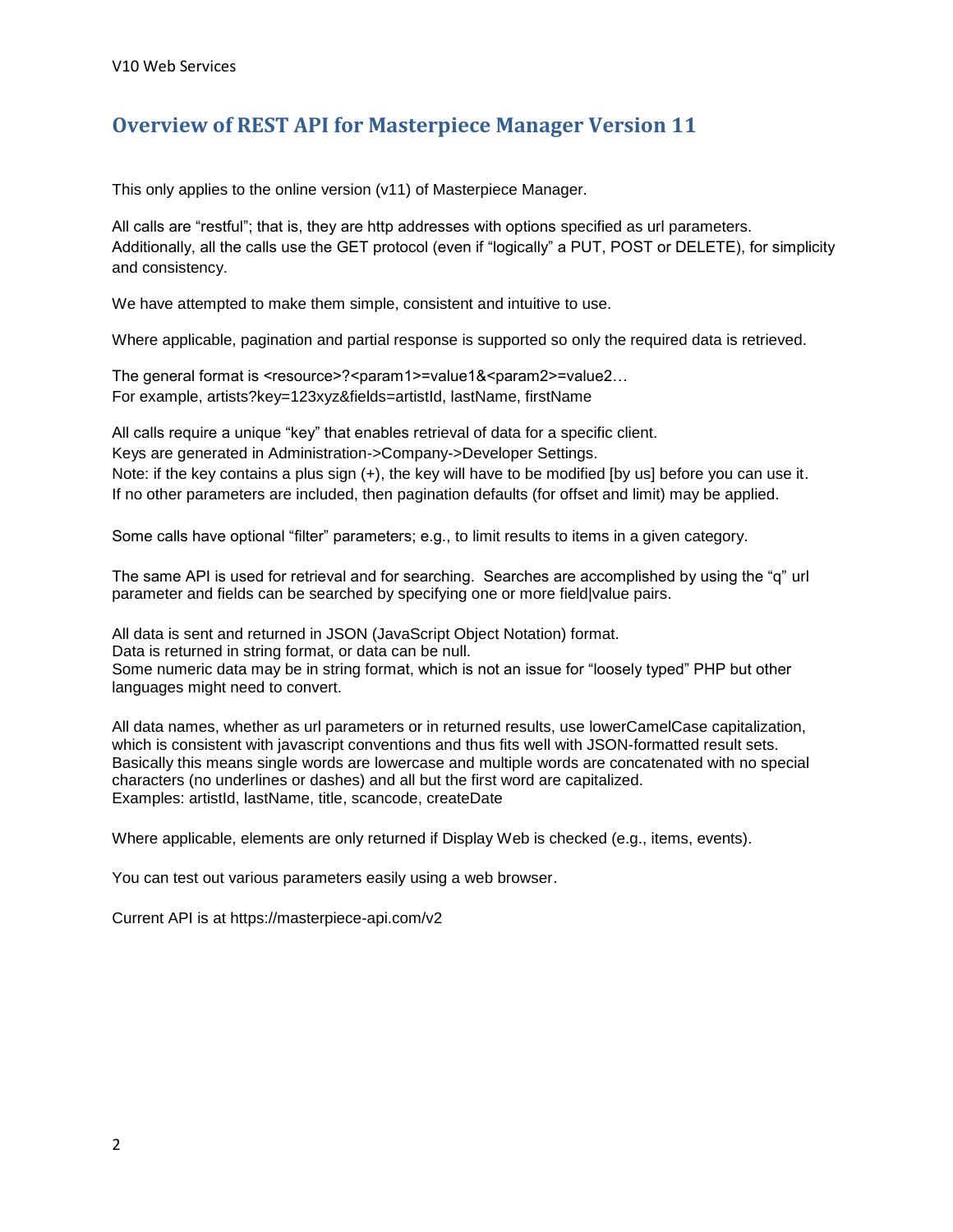## Overview of REST API for Masterpiece Manager Version 11

This only applies to the online version (v11) of Masterpiece Manager.

All calls are "restful"; that is, they are http addresses with options specified as url parameters. Additionally, all the calls use the GET protocol (even if "logically" a PUT, POST or DELETE), for simplicity and consistency.

We have attempted to make them simple, consistent and intuitive to use.

Where applicable, pagination and partial response is supported so only the required data is retrieved.

The general format is <resource>?<param1>=value1&<param2>=value2…
For example, artists?key=123xyz&fields=artistId, lastName, firstName

All calls require a unique "key" that enables retrieval of data for a specific client.
Keys are generated in Administration->Company->Developer Settings.
Note: if the key contains a plus sign (+), the key will have to be modified [by us] before you can use it.
If no other parameters are included, then pagination defaults (for offset and limit) may be applied.

Some calls have optional "filter" parameters; e.g., to limit results to items in a given category.

The same API is used for retrieval and for searching. Searches are accomplished by using the "q" url parameter and fields can be searched by specifying one or more field|value pairs.

All data is sent and returned in JSON (JavaScript Object Notation) format.
Data is returned in string format, or data can be null.
Some numeric data may be in string format, which is not an issue for "loosely typed" PHP but other languages might need to convert.

All data names, whether as url parameters or in returned results, use lowerCamelCase capitalization, which is consistent with javascript conventions and thus fits well with JSON-formatted result sets. Basically this means single words are lowercase and multiple words are concatenated with no special characters (no underlines or dashes) and all but the first word are capitalized.
Examples: artistId, lastName, title, scancode, createDate

Where applicable, elements are only returned if Display Web is checked (e.g., items, events).

You can test out various parameters easily using a web browser.

Current API is at https://masterpiece-api.com/v2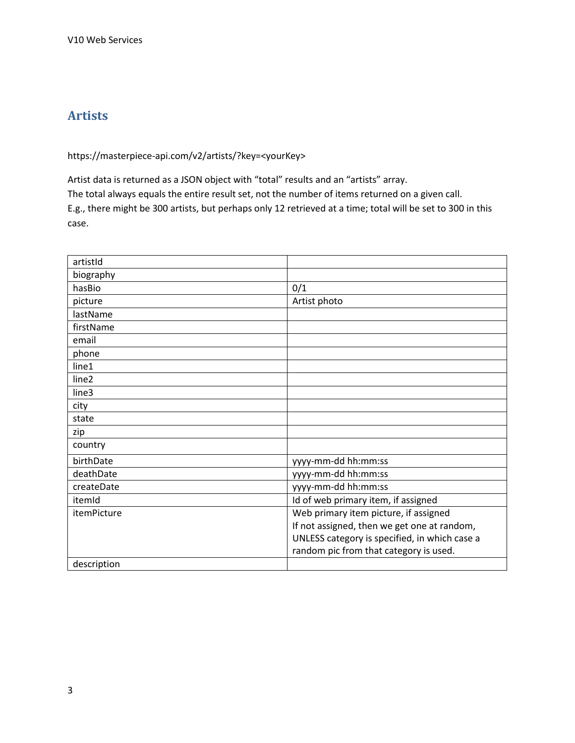## Artists

https://masterpiece-api.com/v2/artists/?key=<yourKey>

Artist data is returned as a JSON object with “total” results and an “artists” array.
The total always equals the entire result set, not the number of items returned on a given call.
E.g., there might be 300 artists, but perhaps only 12 retrieved at a time; total will be set to 300 in this case.

| | |
|---|---|
| artistId | |
| biography | |
| hasBio | 0/1 |
| picture | Artist photo |
| lastName | |
| firstName | |
| email | |
| phone | |
| line1 | |
| line2 | |
| line3 | |
| city | |
| state | |
| zip | |
| country | |
| birthDate | yyyy-mm-dd hh:mm:ss |
| deathDate | yyyy-mm-dd hh:mm:ss |
| createDate | yyyy-mm-dd hh:mm:ss |
| itemId | Id of web primary item, if assigned |
| itemPicture | Web primary item picture, if assigned<br>If not assigned, then we get one at random, UNLESS category is specified, in which case a random pic from that category is used. |
| description | |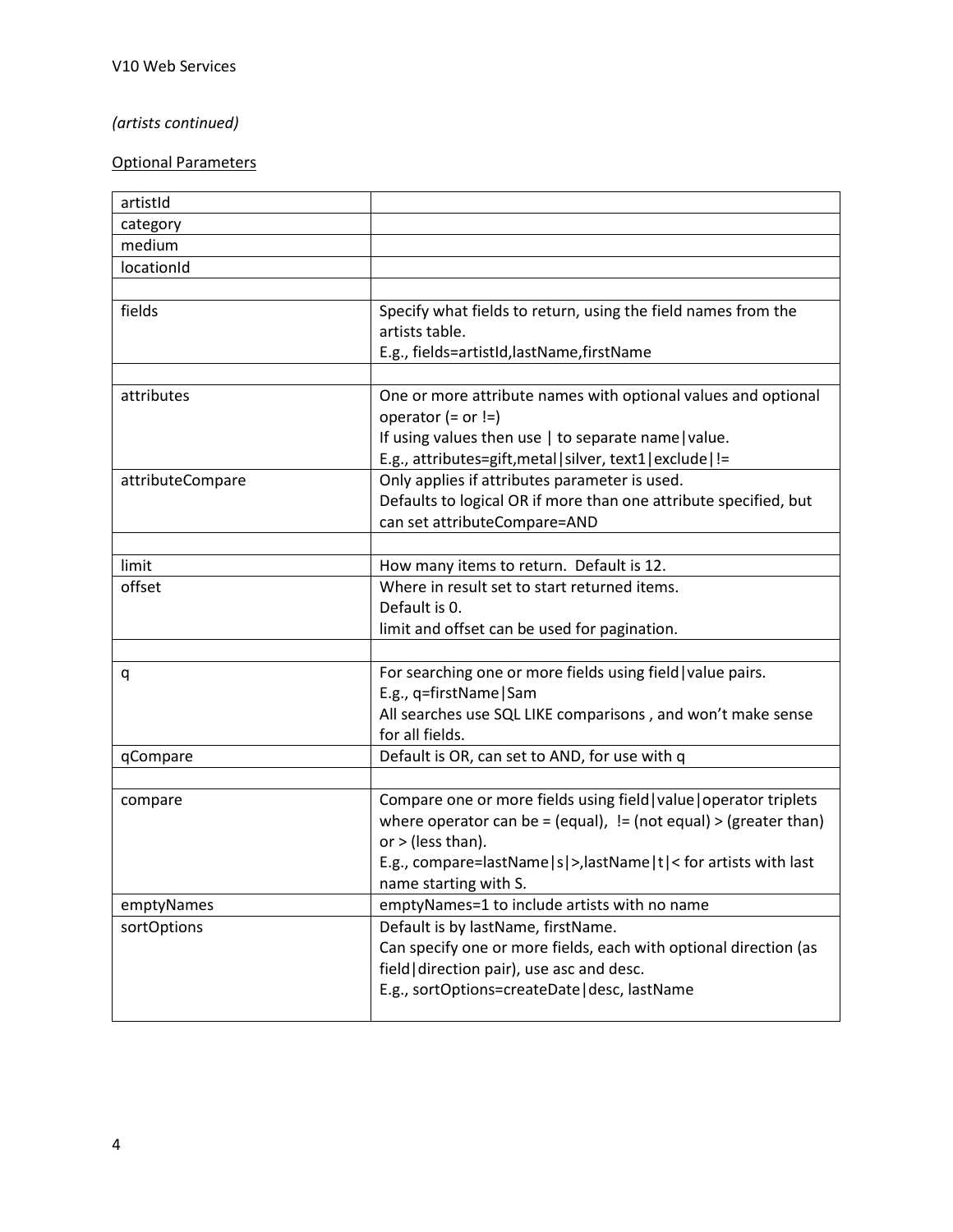*(artists continued)*

<u>Optional Parameters</u>

| | |
|---|---|
| artistId | |
| category | |
| medium | |
| locationId | |
| | |
| fields | Specify what fields to return, using the field names from the artists table.<br>E.g., fields=artistId,lastName,firstName |
| | |
| attributes | One or more attribute names with optional values and optional operator (= or !=)<br>If using values then use \| to separate name\|value.<br>E.g., attributes=gift,metal\|silver, text1\|exclude\|!= |
| attributeCompare | Only applies if attributes parameter is used.<br>Defaults to logical OR if more than one attribute specified, but can set attributeCompare=AND |
| | |
| limit | How many items to return. Default is 12. |
| offset | Where in result set to start returned items.<br>Default is 0.<br>limit and offset can be used for pagination. |
| | |
| q | For searching one or more fields using field\|value pairs.<br>E.g., q=firstName\|Sam<br>All searches use SQL LIKE comparisons , and won't make sense for all fields. |
| qCompare | Default is OR, can set to AND, for use with q |
| | |
| compare | Compare one or more fields using field\|value\|operator triplets where operator can be = (equal), != (not equal) > (greater than) or > (less than).<br>E.g., compare=lastName\|s\|>,lastName\|t\|< for artists with last name starting with S. |
| emptyNames | emptyNames=1 to include artists with no name |
| sortOptions | Default is by lastName, firstName.<br>Can specify one or more fields, each with optional direction (as field\|direction pair), use asc and desc.<br>E.g., sortOptions=createDate\|desc, lastName |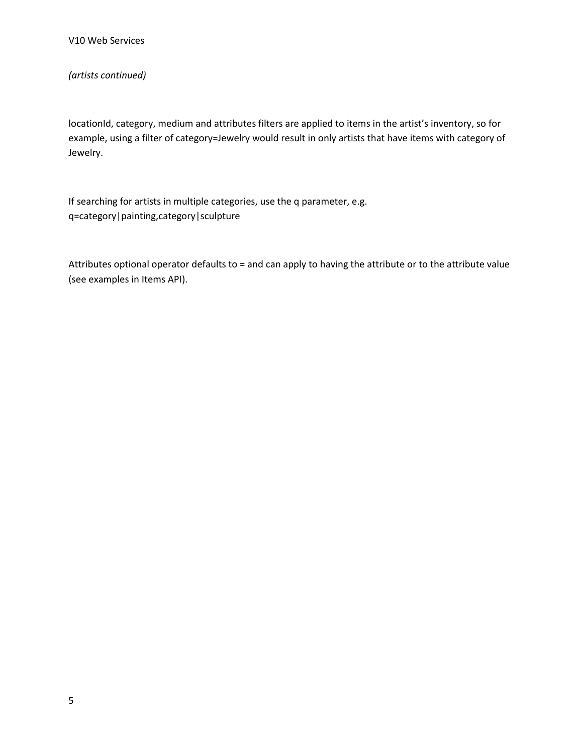*(artists continued)*

locationId, category, medium and attributes filters are applied to items in the artist's inventory, so for example, using a filter of category=Jewelry would result in only artists that have items with category of Jewelry.

If searching for artists in multiple categories, use the q parameter, e.g. q=category|painting,category|sculpture

Attributes optional operator defaults to = and can apply to having the attribute or to the attribute value (see examples in Items API).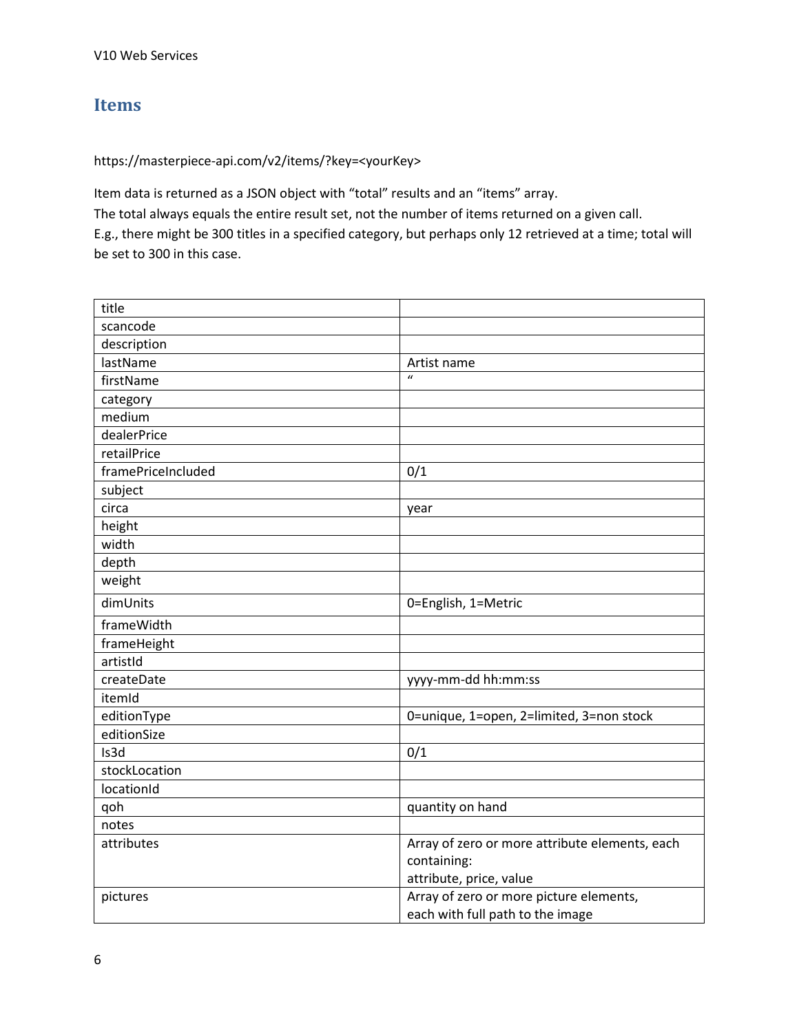## Items

https://masterpiece-api.com/v2/items/?key=<yourKey>

Item data is returned as a JSON object with "total" results and an "items" array.
The total always equals the entire result set, not the number of items returned on a given call.
E.g., there might be 300 titles in a specified category, but perhaps only 12 retrieved at a time; total will be set to 300 in this case.

| | |
|---|---|
| title | |
| scancode | |
| description | |
| lastName | Artist name |
| firstName | " |
| category | |
| medium | |
| dealerPrice | |
| retailPrice | |
| framePriceIncluded | 0/1 |
| subject | |
| circa | year |
| height | |
| width | |
| depth | |
| weight | |
| dimUnits | 0=English, 1=Metric |
| frameWidth | |
| frameHeight | |
| artistId | |
| createDate | yyyy-mm-dd hh:mm:ss |
| itemId | |
| editionType | 0=unique, 1=open, 2=limited, 3=non stock |
| editionSize | |
| Is3d | 0/1 |
| stockLocation | |
| locationId | |
| qoh | quantity on hand |
| notes | |
| attributes | Array of zero or more attribute elements, each containing: attribute, price, value |
| pictures | Array of zero or more picture elements, each with full path to the image |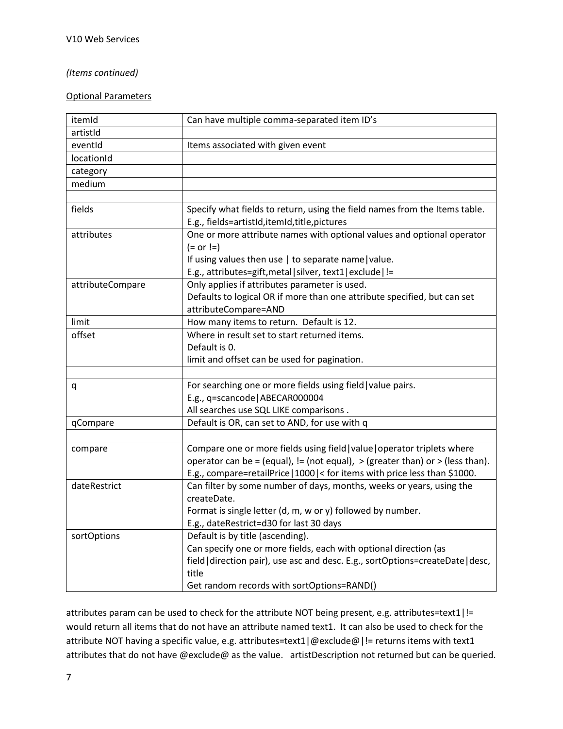*(Items continued)*

Optional Parameters

| | |
|---|---|
| itemId | Can have multiple comma-separated item ID's |
| artistId | |
| eventId | Items associated with given event |
| locationId | |
| category | |
| medium | |
| | |
| fields | Specify what fields to return, using the field names from the Items table.<br>E.g., fields=artistId,itemId,title,pictures |
| attributes | One or more attribute names with optional values and optional operator (= or !=)<br>If using values then use \| to separate name\|value.<br>E.g., attributes=gift,metal\|silver, text1\|exclude\|!= |
| attributeCompare | Only applies if attributes parameter is used.<br>Defaults to logical OR if more than one attribute specified, but can set attributeCompare=AND |
| limit | How many items to return. Default is 12. |
| offset | Where in result set to start returned items.<br>Default is 0.<br>limit and offset can be used for pagination. |
| | |
| q | For searching one or more fields using field\|value pairs.<br>E.g., q=scancode\|ABECAR000004<br>All searches use SQL LIKE comparisons . |
| qCompare | Default is OR, can set to AND, for use with q |
| | |
| compare | Compare one or more fields using field\|value\|operator triplets where operator can be = (equal), != (not equal), > (greater than) or > (less than).<br>E.g., compare=retailPrice\|1000\|< for items with price less than $1000. |
| dateRestrict | Can filter by some number of days, months, weeks or years, using the createDate.<br>Format is single letter (d, m, w or y) followed by number.<br>E.g., dateRestrict=d30 for last 30 days |
| sortOptions | Default is by title (ascending).<br>Can specify one or more fields, each with optional direction (as field\|direction pair), use asc and desc. E.g., sortOptions=createDate\|desc, title<br>Get random records with sortOptions=RAND() |

attributes param can be used to check for the attribute NOT being present, e.g. attributes=text1|!= would return all items that do not have an attribute named text1. It can also be used to check for the attribute NOT having a specific value, e.g. attributes=text1|@exclude@|!= returns items with text1 attributes that do not have @exclude@ as the value. artistDescription not returned but can be queried.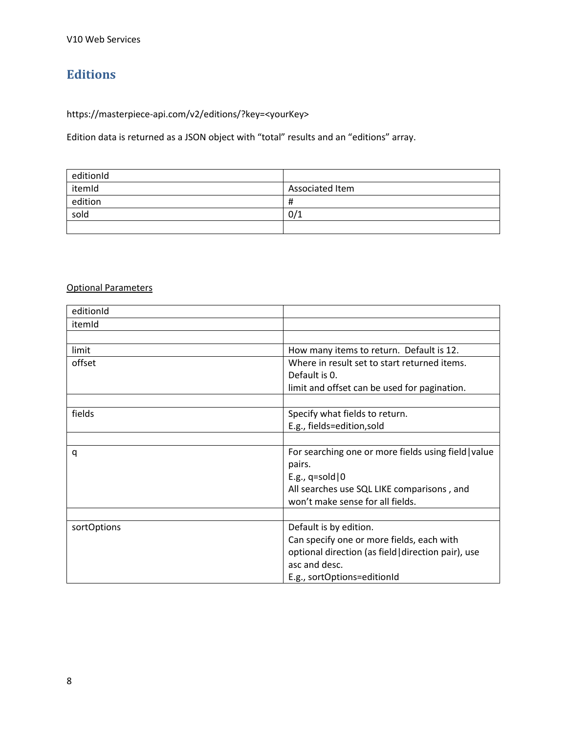## Editions

https://masterpiece-api.com/v2/editions/?key=<yourKey>

Edition data is returned as a JSON object with "total" results and an "editions" array.

| | |
|---|---|
| editionId | |
| itemId | Associated Item |
| edition | # |
| sold | 0/1 |
| | |

Optional Parameters

| | |
|---|---|
| editionId | |
| itemId | |
| | |
| limit | How many items to return. Default is 12. |
| offset | Where in result set to start returned items.<br>Default is 0.<br>limit and offset can be used for pagination. |
| | |
| fields | Specify what fields to return.<br>E.g., fields=edition,sold |
| | |
| q | For searching one or more fields using field\|value pairs.<br>E.g., q=sold\|0<br>All searches use SQL LIKE comparisons , and won't make sense for all fields. |
| | |
| sortOptions | Default is by edition.<br>Can specify one or more fields, each with optional direction (as field\|direction pair), use asc and desc.<br>E.g., sortOptions=editionId |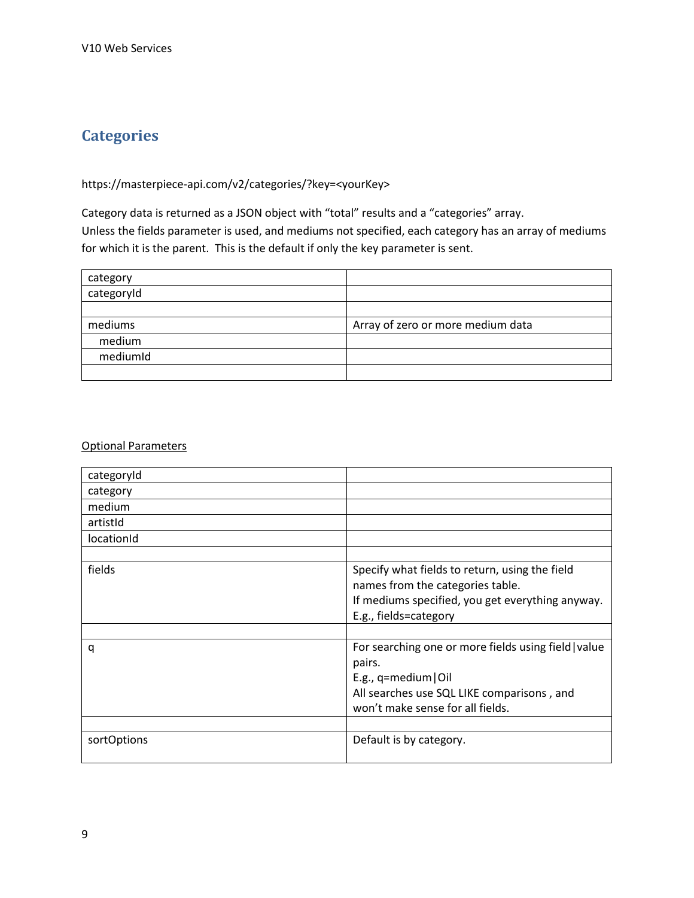## Categories

https://masterpiece-api.com/v2/categories/?key=<yourKey>

Category data is returned as a JSON object with "total" results and a "categories" array.
Unless the fields parameter is used, and mediums not specified, each category has an array of mediums for which it is the parent. This is the default if only the key parameter is sent.

| | |
|---|---|
| category | |
| categoryId | |
| | |
| mediums | Array of zero or more medium data |
| medium | |
| mediumId | |
| | |

Optional Parameters

| | |
|---|---|
| categoryId | |
| category | |
| medium | |
| artistId | |
| locationId | |
| | |
| fields | Specify what fields to return, using the field names from the categories table.<br>If mediums specified, you get everything anyway.<br>E.g., fields=category |
| | |
| q | For searching one or more fields using field\|value pairs.<br>E.g., q=medium\|Oil<br>All searches use SQL LIKE comparisons , and won't make sense for all fields. |
| | |
| sortOptions | Default is by category. |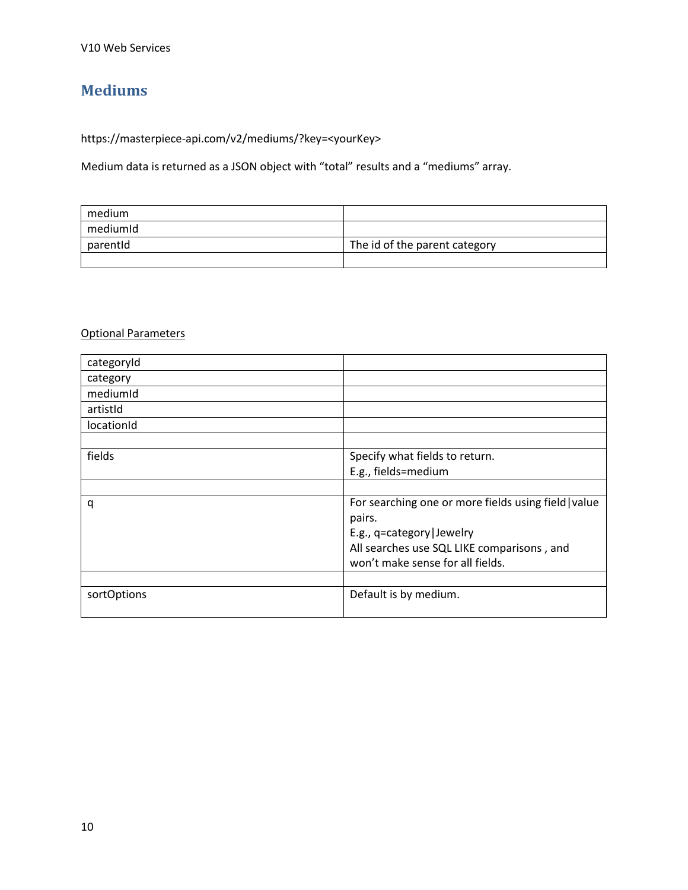## Mediums

https://masterpiece-api.com/v2/mediums/?key=<yourKey>

Medium data is returned as a JSON object with "total" results and a "mediums" array.

| | |
|---|---|
| medium | |
| mediumId | |
| parentId | The id of the parent category |
| | |

Optional Parameters

| | |
|---|---|
| categoryId | |
| category | |
| mediumId | |
| artistId | |
| locationId | |
| | |
| fields | Specify what fields to return.<br>E.g., fields=medium |
| | |
| q | For searching one or more fields using field\|value pairs.<br>E.g., q=category\|Jewelry<br>All searches use SQL LIKE comparisons , and won't make sense for all fields. |
| | |
| sortOptions | Default is by medium. |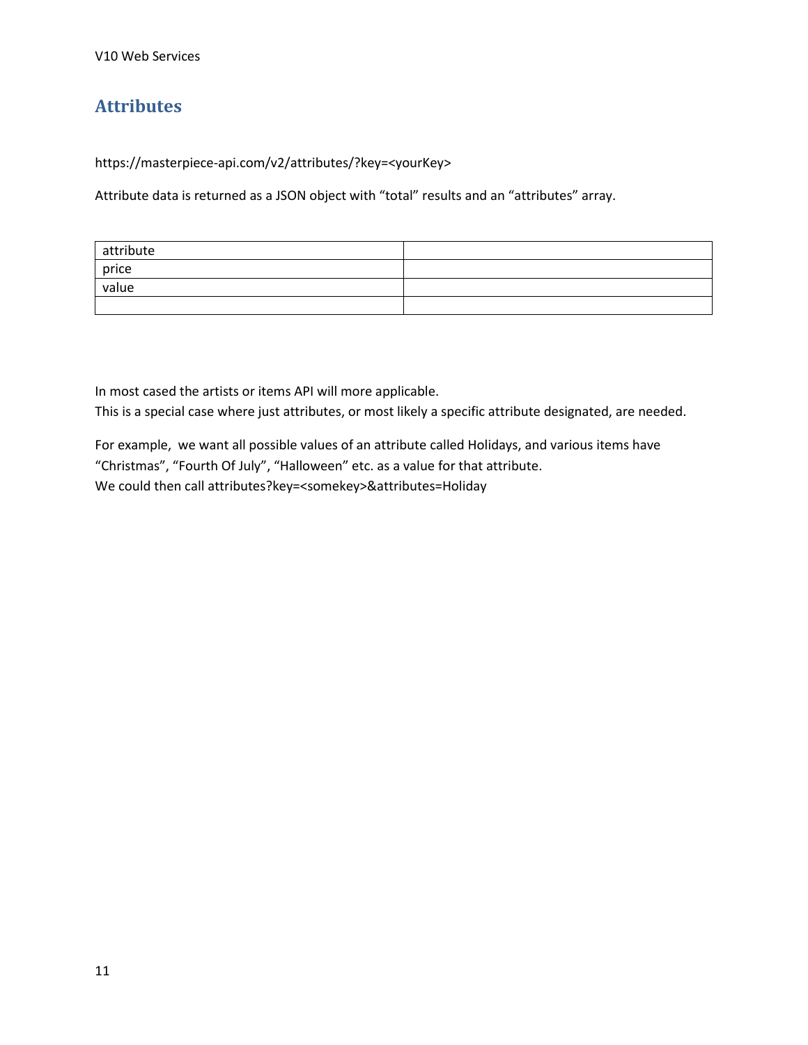## Attributes

https://masterpiece-api.com/v2/attributes/?key=<yourKey>

Attribute data is returned as a JSON object with “total” results and an “attributes” array.

| attribute | |
|---|---|
| price | |
| value | |
| | |

In most cased the artists or items API will more applicable.
This is a special case where just attributes, or most likely a specific attribute designated, are needed.

For example, we want all possible values of an attribute called Holidays, and various items have “Christmas”, “Fourth Of July”, “Halloween” etc. as a value for that attribute.
We could then call attributes?key=<somekey>&attributes=Holiday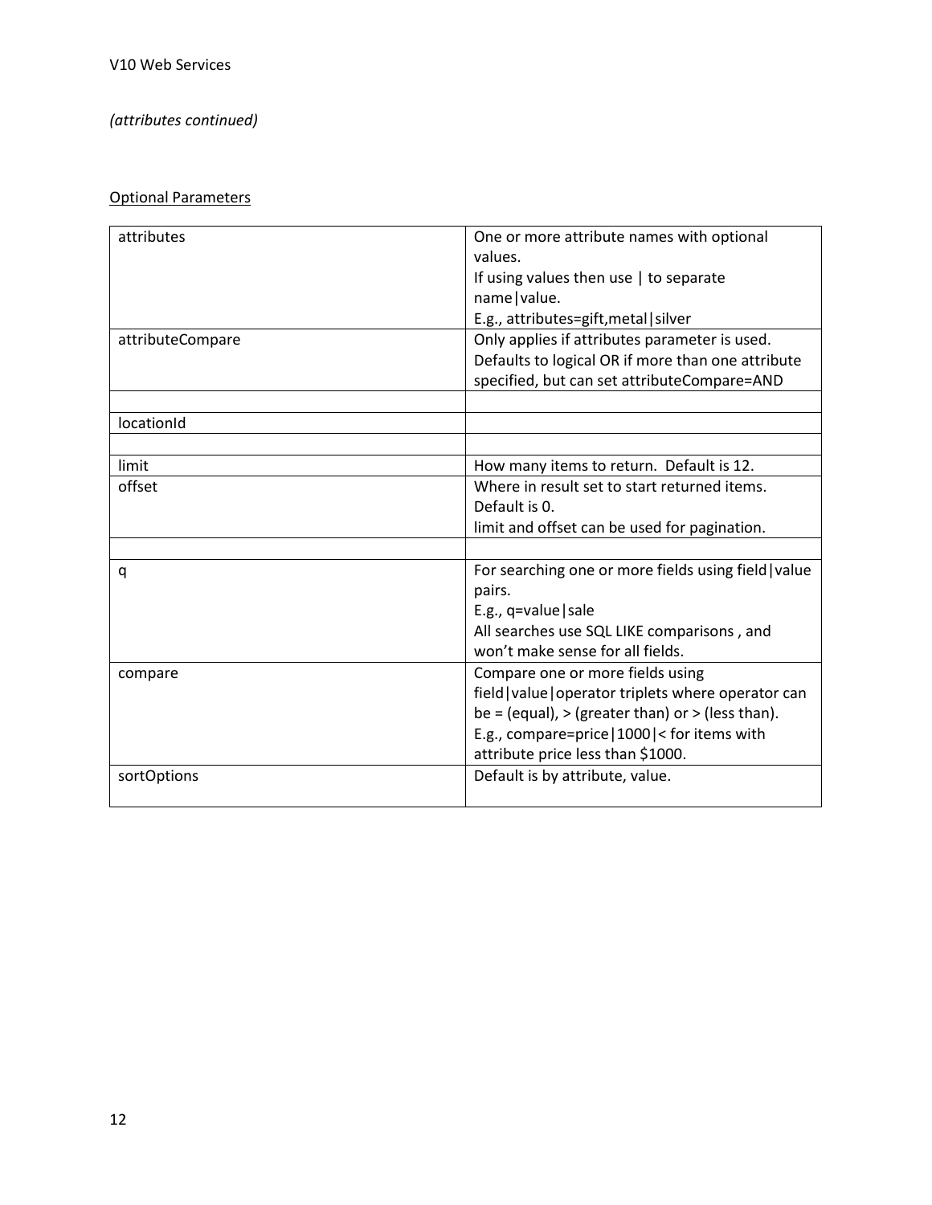*(attributes continued)*

<u>Optional Parameters</u>

| | |
|---|---|
| attributes | One or more attribute names with optional values.<br>If using values then use \| to separate name\|value.<br>E.g., attributes=gift,metal\|silver |
| attributeCompare | Only applies if attributes parameter is used. Defaults to logical OR if more than one attribute specified, but can set attributeCompare=AND |
| | |
| locationId | |
| | |
| limit | How many items to return. Default is 12. |
| offset | Where in result set to start returned items. Default is 0.<br>limit and offset can be used for pagination. |
| | |
| q | For searching one or more fields using field\|value pairs.<br>E.g., q=value\|sale<br>All searches use SQL LIKE comparisons , and won't make sense for all fields. |
| compare | Compare one or more fields using field\|value\|operator triplets where operator can be = (equal), > (greater than) or > (less than).<br>E.g., compare=price\|1000\|< for items with attribute price less than $1000. |
| sortOptions | Default is by attribute, value. |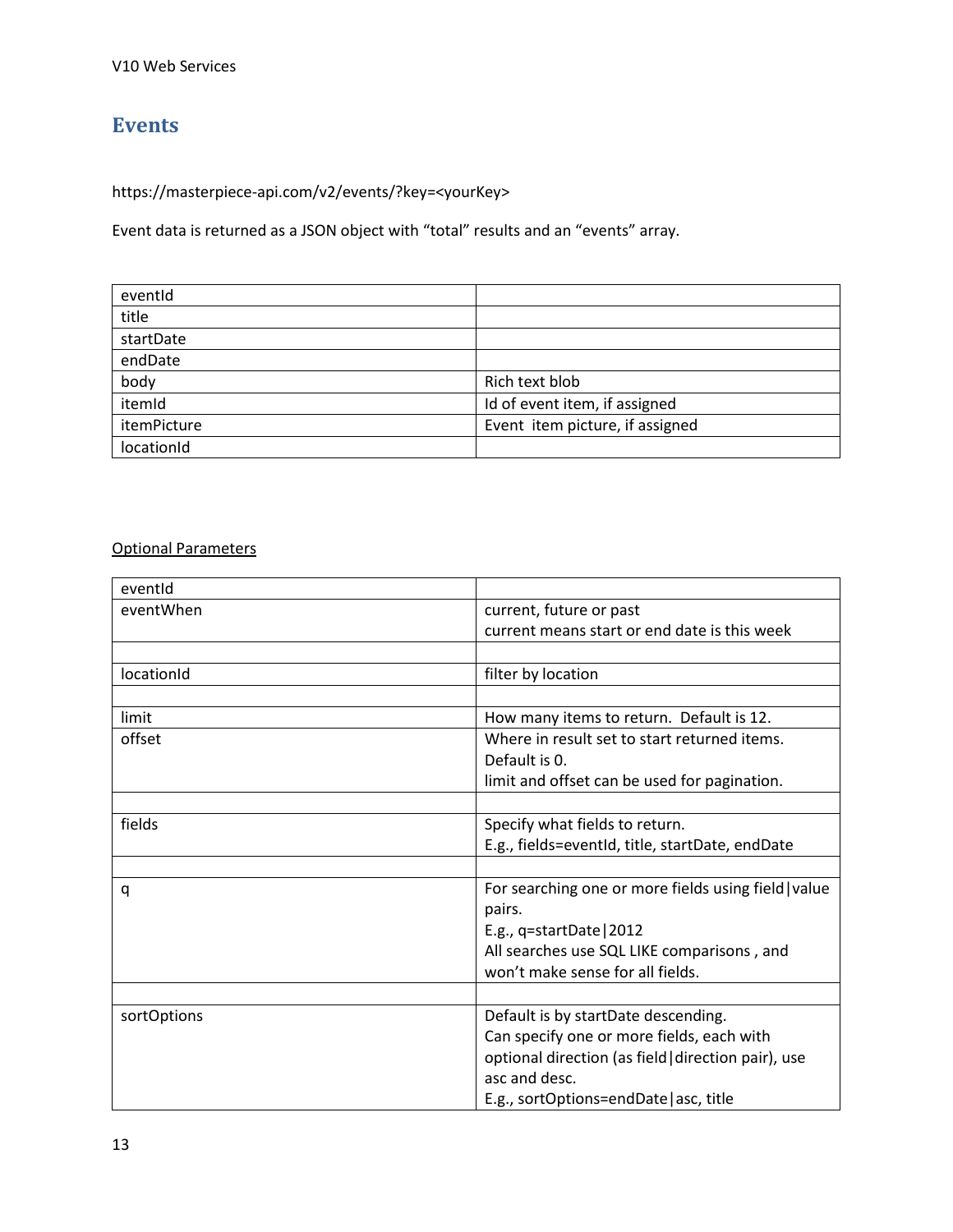## Events

https://masterpiece-api.com/v2/events/?key=<yourKey>

Event data is returned as a JSON object with "total" results and an "events" array.

| | |
|---|---|
| eventId | |
| title | |
| startDate | |
| endDate | |
| body | Rich text blob |
| itemId | Id of event item, if assigned |
| itemPicture | Event item picture, if assigned |
| locationId | |

<u>Optional Parameters</u>

| | |
|---|---|
| eventId | |
| eventWhen | current, future or past<br>current means start or end date is this week |
| | |
| locationId | filter by location |
| | |
| limit | How many items to return. Default is 12. |
| offset | Where in result set to start returned items.<br>Default is 0.<br>limit and offset can be used for pagination. |
| | |
| fields | Specify what fields to return.<br>E.g., fields=eventId, title, startDate, endDate |
| | |
| q | For searching one or more fields using field\|value pairs.<br>E.g., q=startDate\|2012<br>All searches use SQL LIKE comparisons , and won't make sense for all fields. |
| | |
| sortOptions | Default is by startDate descending.<br>Can specify one or more fields, each with optional direction (as field\|direction pair), use asc and desc.<br>E.g., sortOptions=endDate\|asc, title |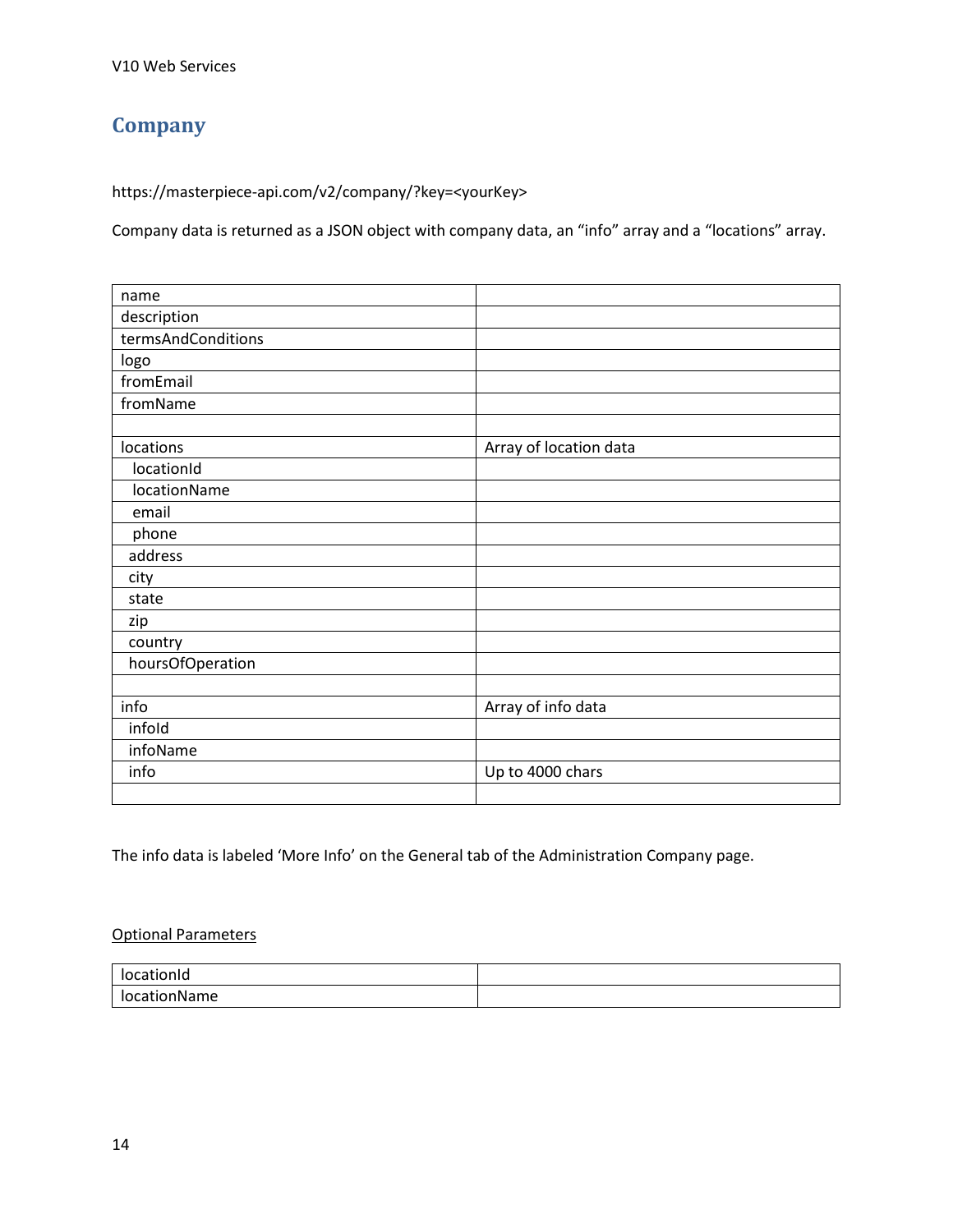# Company

https://masterpiece-api.com/v2/company/?key=<yourKey>

Company data is returned as a JSON object with company data, an "info" array and a "locations" array.

| | |
|---|---|
| name | |
| description | |
| termsAndConditions | |
| logo | |
| fromEmail | |
| fromName | |
| | |
| locations | Array of location data |
| locationId | |
| locationName | |
| email | |
| phone | |
| address | |
| city | |
| state | |
| zip | |
| country | |
| hoursOfOperation | |
| | |
| info | Array of info data |
| infoId | |
| infoName | |
| info | Up to 4000 chars |
| | |

The info data is labeled 'More Info' on the General tab of the Administration Company page.

<u>Optional Parameters</u>

| | |
|---|---|
| locationId | |
| locationName | |